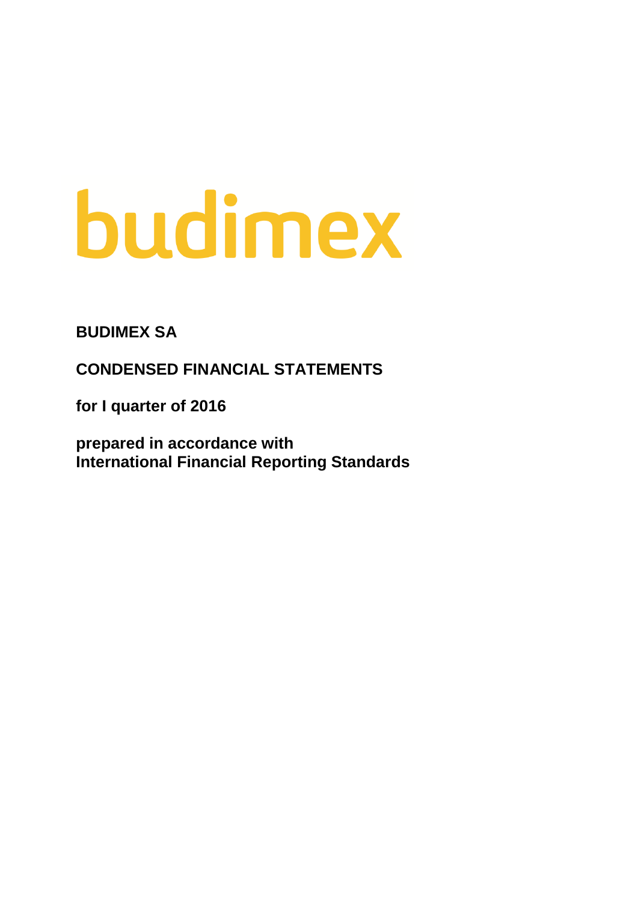budimex

**BUDIMEX SA**

**CONDENSED FINANCIAL STATEMENTS**

**for I quarter of 2016**

**prepared in accordance with**
**International Financial Reporting Standards**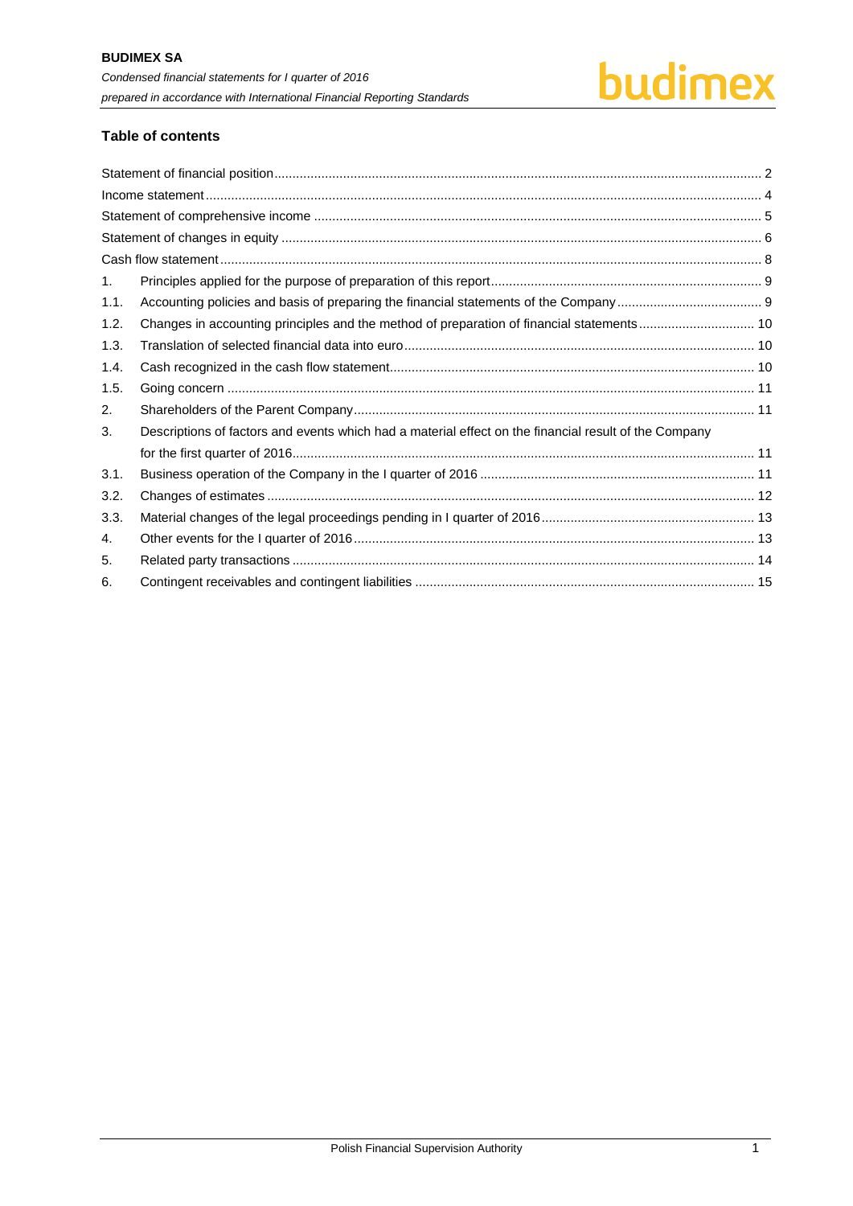## Table of contents

| | | |
|---|---|---|
| Statement of financial position | | 2 |
| Income statement | | 4 |
| Statement of comprehensive income | | 5 |
| Statement of changes in equity | | 6 |
| Cash flow statement | | 8 |
| 1. | Principles applied for the purpose of preparation of this report | 9 |
| 1.1. | Accounting policies and basis of preparing the financial statements of the Company | 9 |
| 1.2. | Changes in accounting principles and the method of preparation of financial statements | 10 |
| 1.3. | Translation of selected financial data into euro | 10 |
| 1.4. | Cash recognized in the cash flow statement | 10 |
| 1.5. | Going concern | 11 |
| 2. | Shareholders of the Parent Company | 11 |
| 3. | Descriptions of factors and events which had a material effect on the financial result of the Company for the first quarter of 2016 | 11 |
| 3.1. | Business operation of the Company in the I quarter of 2016 | 11 |
| 3.2. | Changes of estimates | 12 |
| 3.3. | Material changes of the legal proceedings pending in I quarter of 2016 | 13 |
| 4. | Other events for the I quarter of 2016 | 13 |
| 5. | Related party transactions | 14 |
| 6. | Contingent receivables and contingent liabilities | 15 |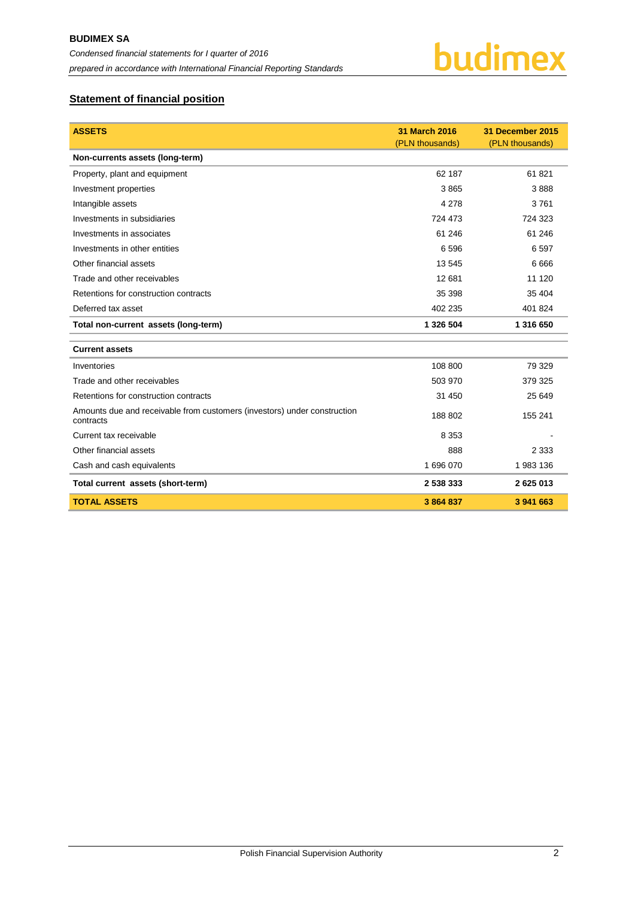## Statement of financial position

| ASSETS | 31 March 2016 (PLN thousands) | 31 December 2015 (PLN thousands) |
|---|---|---|
| **Non-currents assets (long-term)** | | |
| Property, plant and equipment | 62 187 | 61 821 |
| Investment properties | 3 865 | 3 888 |
| Intangible assets | 4 278 | 3 761 |
| Investments in subsidiaries | 724 473 | 724 323 |
| Investments in associates | 61 246 | 61 246 |
| Investments in other entities | 6 596 | 6 597 |
| Other financial assets | 13 545 | 6 666 |
| Trade and other receivables | 12 681 | 11 120 |
| Retentions for construction contracts | 35 398 | 35 404 |
| Deferred tax asset | 402 235 | 401 824 |
| **Total non-current assets (long-term)** | **1 326 504** | **1 316 650** |
| **Current assets** | | |
| Inventories | 108 800 | 79 329 |
| Trade and other receivables | 503 970 | 379 325 |
| Retentions for construction contracts | 31 450 | 25 649 |
| Amounts due and receivable from customers (investors) under construction contracts | 188 802 | 155 241 |
| Current tax receivable | 8 353 | - |
| Other financial assets | 888 | 2 333 |
| Cash and cash equivalents | 1 696 070 | 1 983 136 |
| **Total current assets (short-term)** | **2 538 333** | **2 625 013** |
| **TOTAL ASSETS** | **3 864 837** | **3 941 663** |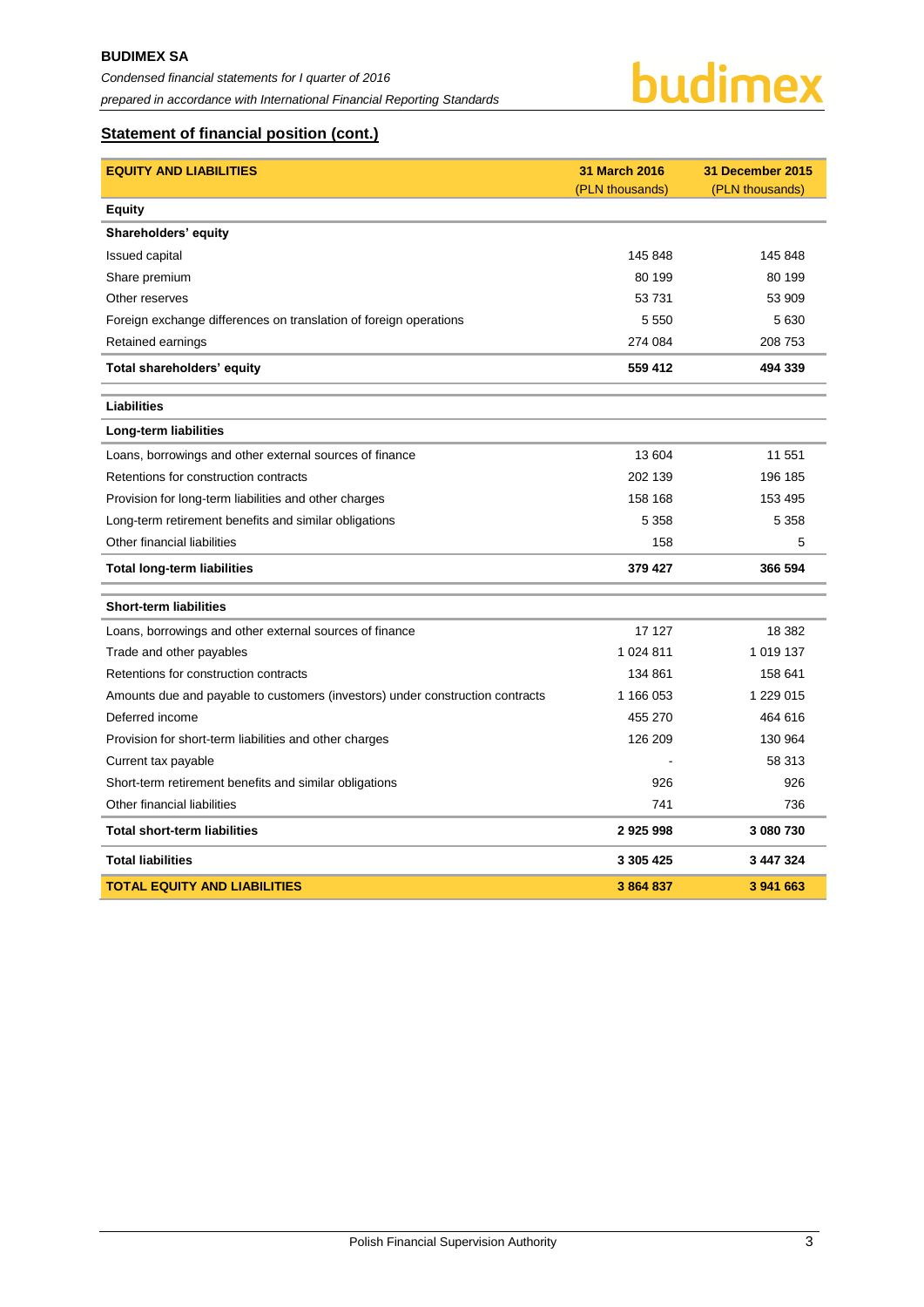## Statement of financial position (cont.)

| EQUITY AND LIABILITIES | 31 March 2016 (PLN thousands) | 31 December 2015 (PLN thousands) |
|---|---|---|
| **Equity** | | |
| **Shareholders' equity** | | |
| Issued capital | 145 848 | 145 848 |
| Share premium | 80 199 | 80 199 |
| Other reserves | 53 731 | 53 909 |
| Foreign exchange differences on translation of foreign operations | 5 550 | 5 630 |
| Retained earnings | 274 084 | 208 753 |
| **Total shareholders' equity** | **559 412** | **494 339** |
| **Liabilities** | | |
| **Long-term liabilities** | | |
| Loans, borrowings and other external sources of finance | 13 604 | 11 551 |
| Retentions for construction contracts | 202 139 | 196 185 |
| Provision for long-term liabilities and other charges | 158 168 | 153 495 |
| Long-term retirement benefits and similar obligations | 5 358 | 5 358 |
| Other financial liabilities | 158 | 5 |
| **Total long-term liabilities** | **379 427** | **366 594** |
| **Short-term liabilities** | | |
| Loans, borrowings and other external sources of finance | 17 127 | 18 382 |
| Trade and other payables | 1 024 811 | 1 019 137 |
| Retentions for construction contracts | 134 861 | 158 641 |
| Amounts due and payable to customers (investors) under construction contracts | 1 166 053 | 1 229 015 |
| Deferred income | 455 270 | 464 616 |
| Provision for short-term liabilities and other charges | 126 209 | 130 964 |
| Current tax payable | - | 58 313 |
| Short-term retirement benefits and similar obligations | 926 | 926 |
| Other financial liabilities | 741 | 736 |
| **Total short-term liabilities** | **2 925 998** | **3 080 730** |
| **Total liabilities** | **3 305 425** | **3 447 324** |
| **TOTAL EQUITY AND LIABILITIES** | **3 864 837** | **3 941 663** |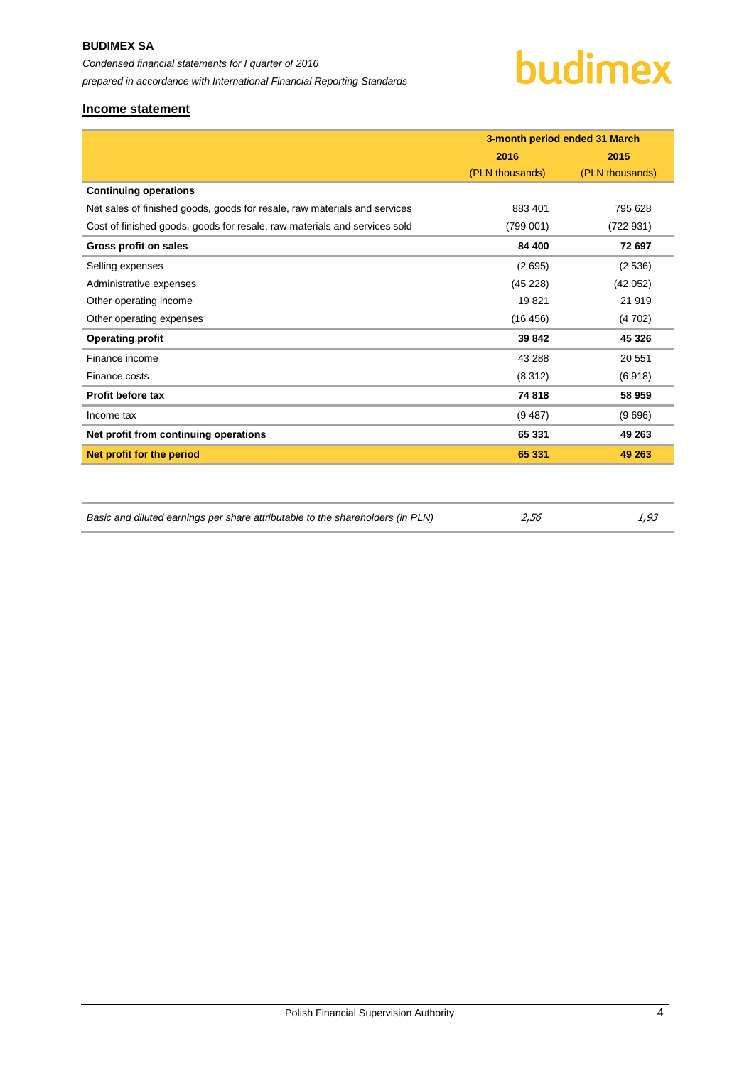## Income statement

| | 3-month period ended 31 March | |
|---|---|---|
| | 2016 | 2015 |
| | (PLN thousands) | (PLN thousands) |
| **Continuing operations** | | |
| Net sales of finished goods, goods for resale, raw materials and services | 883 401 | 795 628 |
| Cost of finished goods, goods for resale, raw materials and services sold | (799 001) | (722 931) |
| **Gross profit on sales** | **84 400** | **72 697** |
| Selling expenses | (2 695) | (2 536) |
| Administrative expenses | (45 228) | (42 052) |
| Other operating income | 19 821 | 21 919 |
| Other operating expenses | (16 456) | (4 702) |
| **Operating profit** | **39 842** | **45 326** |
| Finance income | 43 288 | 20 551 |
| Finance costs | (8 312) | (6 918) |
| **Profit before tax** | **74 818** | **58 959** |
| Income tax | (9 487) | (9 696) |
| **Net profit from continuing operations** | **65 331** | **49 263** |
| **Net profit for the period** | **65 331** | **49 263** |

| | | |
|---|---|---|
| *Basic and diluted earnings per share attributable to the shareholders (in PLN)* | *2,56* | *1,93* |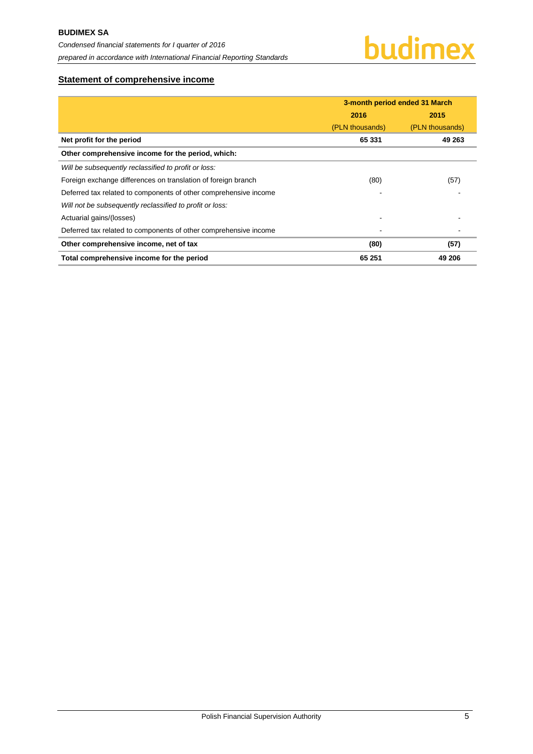## Statement of comprehensive income

| | 3-month period ended 31 March | |
|---|---|---|
| | 2016 | 2015 |
| | (PLN thousands) | (PLN thousands) |
| **Net profit for the period** | **65 331** | **49 263** |
| **Other comprehensive income for the period, which:** | | |
| *Will be subsequently reclassified to profit or loss:* | | |
| Foreign exchange differences on translation of foreign branch | (80) | (57) |
| Deferred tax related to components of other comprehensive income | - | - |
| *Will not be subsequently reclassified to profit or loss:* | | |
| Actuarial gains/(losses) | - | - |
| Deferred tax related to components of other comprehensive income | - | - |
| **Other comprehensive income, net of tax** | **(80)** | **(57)** |
| **Total comprehensive income for the period** | **65 251** | **49 206** |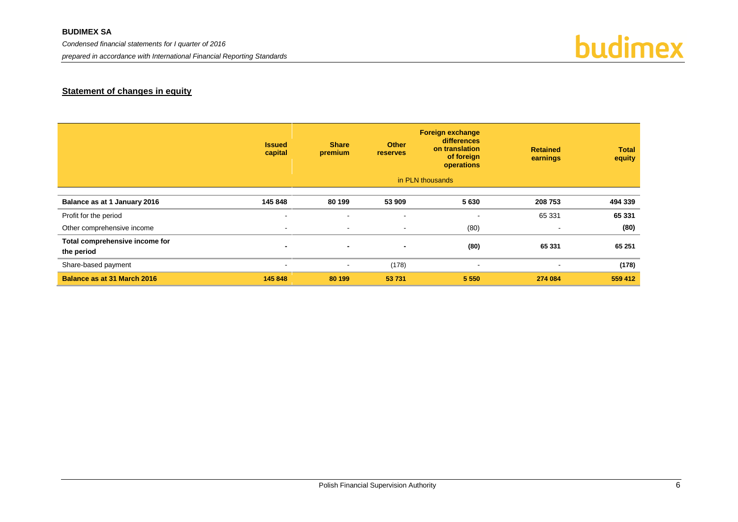## Statement of changes in equity

| | Issued capital | Share premium | Other reserves | Foreign exchange differences on translation of foreign operations | Retained earnings | Total equity |
|---|---|---|---|---|---|---|
| | | in PLN thousands | | | | |
| **Balance as at 1 January 2016** | **145 848** | **80 199** | **53 909** | **5 630** | **208 753** | **494 339** |
| Profit for the period | - | - | - | - | 65 331 | **65 331** |
| Other comprehensive income | - | - | - | (80) | - | **(80)** |
| **Total comprehensive income for the period** | **-** | **-** | **-** | **(80)** | **65 331** | **65 251** |
| Share-based payment | - | - | (178) | - | - | **(178)** |
| **Balance as at 31 March 2016** | **145 848** | **80 199** | **53 731** | **5 550** | **274 084** | **559 412** |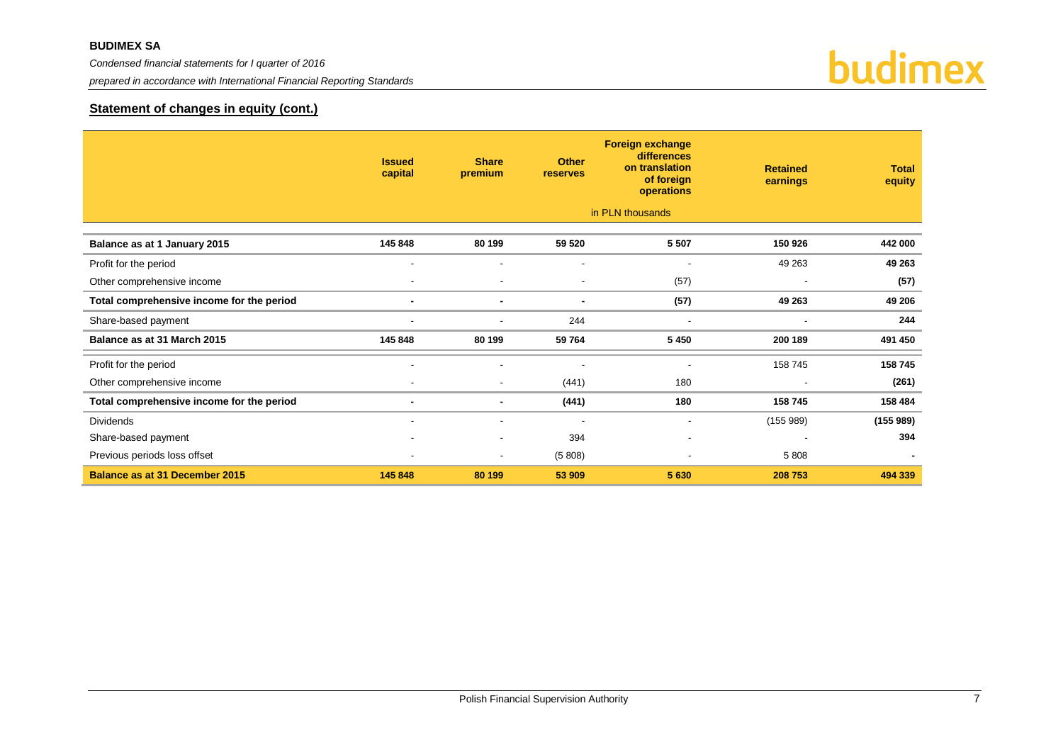## Statement of changes in equity (cont.)

| | Issued capital | Share premium | Other reserves | Foreign exchange differences on translation of foreign operations | Retained earnings | Total equity |
|---|---|---|---|---|---|---|
| | | | | in PLN thousands | | |
| **Balance as at 1 January 2015** | **145 848** | **80 199** | **59 520** | **5 507** | **150 926** | **442 000** |
| Profit for the period | - | - | - | - | 49 263 | **49 263** |
| Other comprehensive income | - | - | - | (57) | - | **(57)** |
| **Total comprehensive income for the period** | **-** | **-** | **-** | **(57)** | **49 263** | **49 206** |
| Share-based payment | - | - | 244 | - | - | **244** |
| **Balance as at 31 March 2015** | **145 848** | **80 199** | **59 764** | **5 450** | **200 189** | **491 450** |
| Profit for the period | - | - | - | - | 158 745 | **158 745** |
| Other comprehensive income | - | - | (441) | 180 | - | **(261)** |
| **Total comprehensive income for the period** | **-** | **-** | **(441)** | **180** | **158 745** | **158 484** |
| Dividends | - | - | - | - | (155 989) | **(155 989)** |
| Share-based payment | - | - | 394 | - | - | **394** |
| Previous periods loss offset | - | - | (5 808) | - | 5 808 | **-** |
| **Balance as at 31 December 2015** | **145 848** | **80 199** | **53 909** | **5 630** | **208 753** | **494 339** |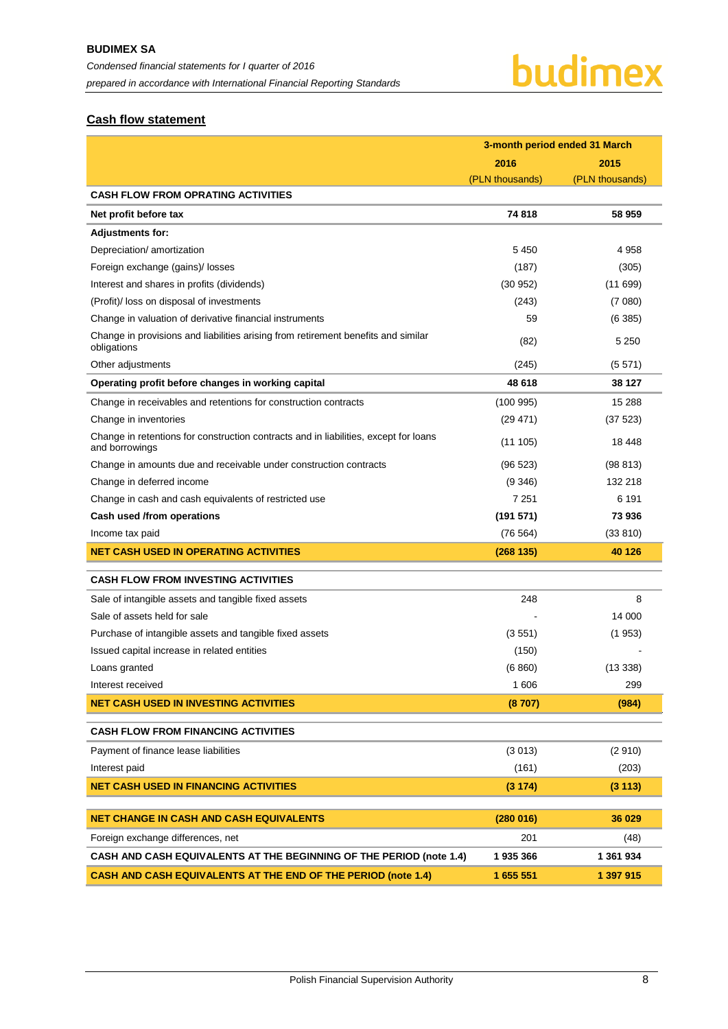## Cash flow statement

| | 3-month period ended 31 March | |
|---|---|---|
| | 2016 | 2015 |
| | (PLN thousands) | (PLN thousands) |
| **CASH FLOW FROM OPRATING ACTIVITIES** | | |
| **Net profit before tax** | **74 818** | **58 959** |
| **Adjustments for:** | | |
| Depreciation/ amortization | 5 450 | 4 958 |
| Foreign exchange (gains)/ losses | (187) | (305) |
| Interest and shares in profits (dividends) | (30 952) | (11 699) |
| (Profit)/ loss on disposal of investments | (243) | (7 080) |
| Change in valuation of derivative financial instruments | 59 | (6 385) |
| Change in provisions and liabilities arising from retirement benefits and similar obligations | (82) | 5 250 |
| Other adjustments | (245) | (5 571) |
| **Operating profit before changes in working capital** | **48 618** | **38 127** |
| Change in receivables and retentions for construction contracts | (100 995) | 15 288 |
| Change in inventories | (29 471) | (37 523) |
| Change in retentions for construction contracts and in liabilities, except for loans and borrowings | (11 105) | 18 448 |
| Change in amounts due and receivable under construction contracts | (96 523) | (98 813) |
| Change in deferred income | (9 346) | 132 218 |
| Change in cash and cash equivalents of restricted use | 7 251 | 6 191 |
| **Cash used /from operations** | **(191 571)** | **73 936** |
| Income tax paid | (76 564) | (33 810) |
| **NET CASH USED IN OPERATING ACTIVITIES** | **(268 135)** | **40 126** |
| **CASH FLOW FROM INVESTING ACTIVITIES** | | |
| Sale of intangible assets and tangible fixed assets | 248 | 8 |
| Sale of assets held for sale | - | 14 000 |
| Purchase of intangible assets and tangible fixed assets | (3 551) | (1 953) |
| Issued capital increase in related entities | (150) | - |
| Loans granted | (6 860) | (13 338) |
| Interest received | 1 606 | 299 |
| **NET CASH USED IN INVESTING ACTIVITIES** | **(8 707)** | **(984)** |
| **CASH FLOW FROM FINANCING ACTIVITIES** | | |
| Payment of finance lease liabilities | (3 013) | (2 910) |
| Interest paid | (161) | (203) |
| **NET CASH USED IN FINANCING ACTIVITIES** | **(3 174)** | **(3 113)** |
| **NET CHANGE IN CASH AND CASH EQUIVALENTS** | **(280 016)** | **36 029** |
| Foreign exchange differences, net | 201 | (48) |
| **CASH AND CASH EQUIVALENTS AT THE BEGINNING OF THE PERIOD (note 1.4)** | **1 935 366** | **1 361 934** |
| **CASH AND CASH EQUIVALENTS AT THE END OF THE PERIOD (note 1.4)** | **1 655 551** | **1 397 915** |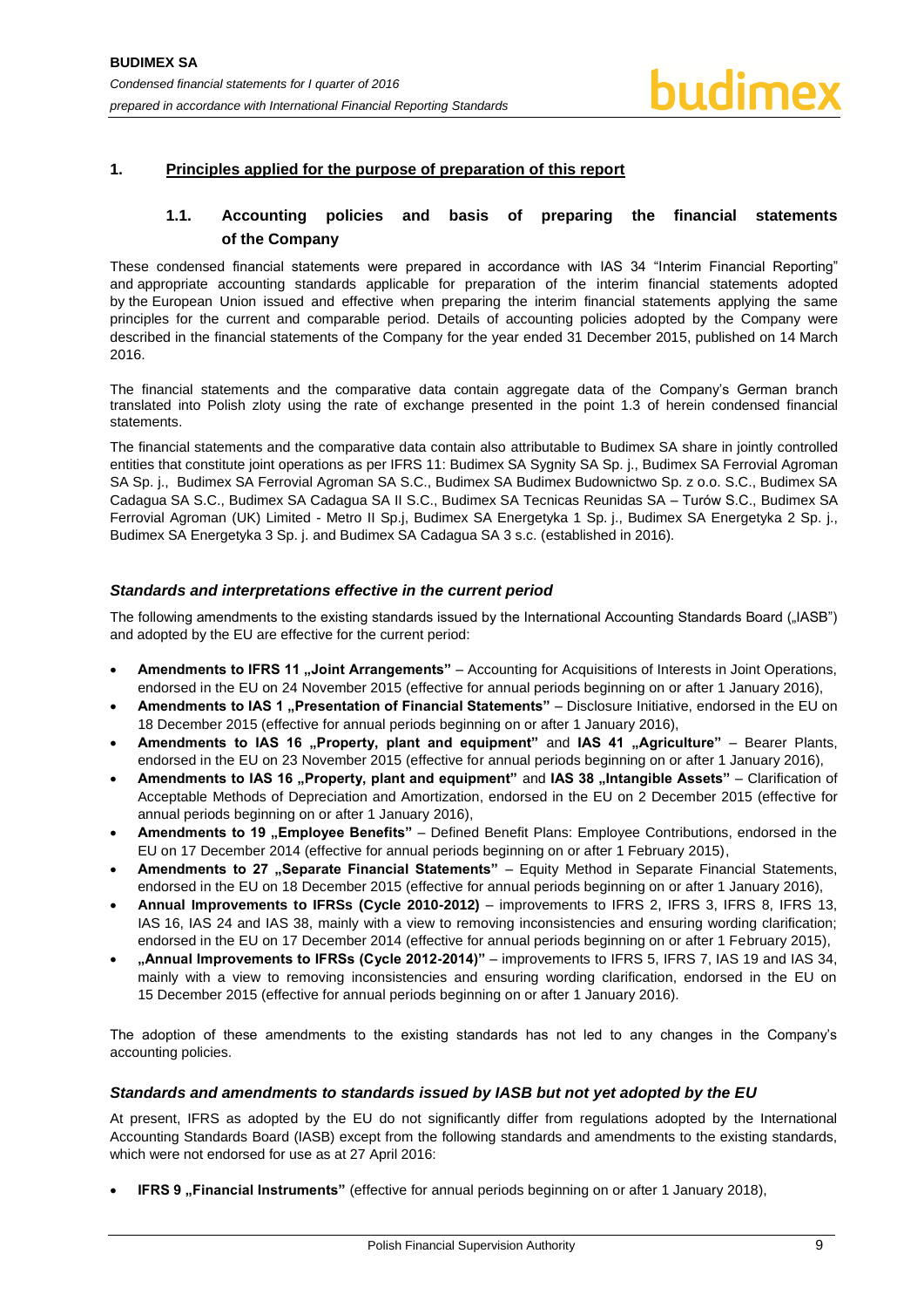## 1. Principles applied for the purpose of preparation of this report

### 1.1. Accounting policies and basis of preparing the financial statements of the Company

These condensed financial statements were prepared in accordance with IAS 34 "Interim Financial Reporting" and appropriate accounting standards applicable for preparation of the interim financial statements adopted by the European Union issued and effective when preparing the interim financial statements applying the same principles for the current and comparable period. Details of accounting policies adopted by the Company were described in the financial statements of the Company for the year ended 31 December 2015, published on 14 March 2016.

The financial statements and the comparative data contain aggregate data of the Company's German branch translated into Polish zloty using the rate of exchange presented in the point 1.3 of herein condensed financial statements.

The financial statements and the comparative data contain also attributable to Budimex SA share in jointly controlled entities that constitute joint operations as per IFRS 11: Budimex SA Sygnity SA Sp. j., Budimex SA Ferrovial Agroman SA Sp. j., Budimex SA Ferrovial Agroman SA S.C., Budimex SA Budimex Budownictwo Sp. z o.o. S.C., Budimex SA Cadagua SA S.C., Budimex SA Cadagua SA II S.C., Budimex SA Tecnicas Reunidas SA – Turów S.C., Budimex SA Ferrovial Agroman (UK) Limited - Metro II Sp.j, Budimex SA Energetyka 1 Sp. j., Budimex SA Energetyka 2 Sp. j., Budimex SA Energetyka 3 Sp. j. and Budimex SA Cadagua SA 3 s.c. (established in 2016).

#### *Standards and interpretations effective in the current period*

The following amendments to the existing standards issued by the International Accounting Standards Board („IASB") and adopted by the EU are effective for the current period:

- **Amendments to IFRS 11 „Joint Arrangements"** – Accounting for Acquisitions of Interests in Joint Operations, endorsed in the EU on 24 November 2015 (effective for annual periods beginning on or after 1 January 2016),
- **Amendments to IAS 1 „Presentation of Financial Statements"** – Disclosure Initiative, endorsed in the EU on 18 December 2015 (effective for annual periods beginning on or after 1 January 2016),
- **Amendments to IAS 16 „Property, plant and equipment"** and **IAS 41 „Agriculture"** – Bearer Plants, endorsed in the EU on 23 November 2015 (effective for annual periods beginning on or after 1 January 2016),
- **Amendments to IAS 16 „Property, plant and equipment"** and **IAS 38 „Intangible Assets"** – Clarification of Acceptable Methods of Depreciation and Amortization, endorsed in the EU on 2 December 2015 (effective for annual periods beginning on or after 1 January 2016),
- **Amendments to 19 „Employee Benefits"** – Defined Benefit Plans: Employee Contributions, endorsed in the EU on 17 December 2014 (effective for annual periods beginning on or after 1 February 2015),
- **Amendments to 27 „Separate Financial Statements"** – Equity Method in Separate Financial Statements, endorsed in the EU on 18 December 2015 (effective for annual periods beginning on or after 1 January 2016),
- **Annual Improvements to IFRSs (Cycle 2010-2012)** – improvements to IFRS 2, IFRS 3, IFRS 8, IFRS 13, IAS 16, IAS 24 and IAS 38, mainly with a view to removing inconsistencies and ensuring wording clarification; endorsed in the EU on 17 December 2014 (effective for annual periods beginning on or after 1 February 2015),
- **„Annual Improvements to IFRSs (Cycle 2012-2014)"** – improvements to IFRS 5, IFRS 7, IAS 19 and IAS 34, mainly with a view to removing inconsistencies and ensuring wording clarification, endorsed in the EU on 15 December 2015 (effective for annual periods beginning on or after 1 January 2016).

The adoption of these amendments to the existing standards has not led to any changes in the Company's accounting policies.

#### *Standards and amendments to standards issued by IASB but not yet adopted by the EU*

At present, IFRS as adopted by the EU do not significantly differ from regulations adopted by the International Accounting Standards Board (IASB) except from the following standards and amendments to the existing standards, which were not endorsed for use as at 27 April 2016:

- **IFRS 9 „Financial Instruments"** (effective for annual periods beginning on or after 1 January 2018),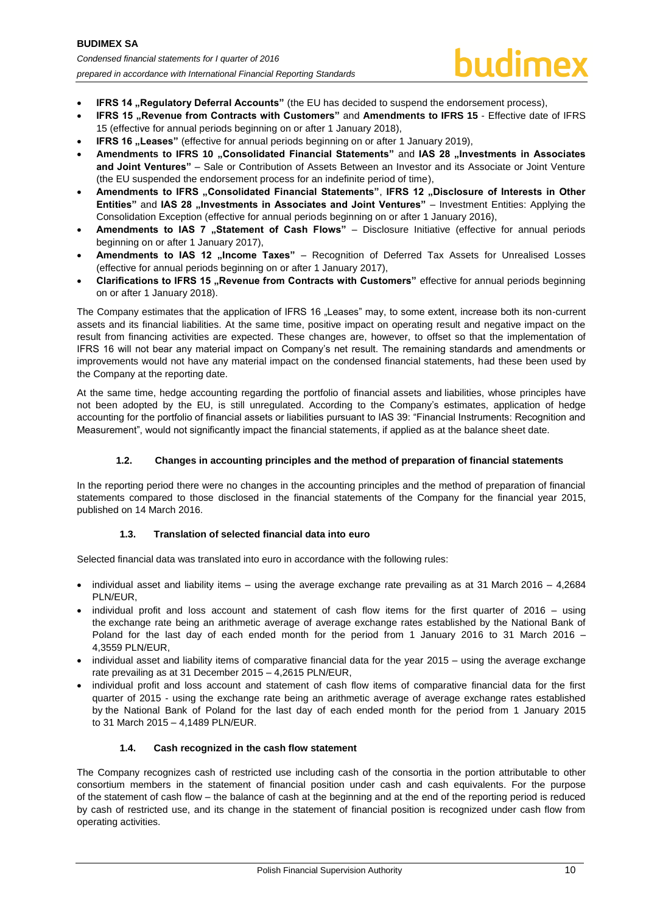- **IFRS 14 „Regulatory Deferral Accounts"** (the EU has decided to suspend the endorsement process),
- **IFRS 15 „Revenue from Contracts with Customers"** and **Amendments to IFRS 15** - Effective date of IFRS 15 (effective for annual periods beginning on or after 1 January 2018),
- **IFRS 16 „Leases"** (effective for annual periods beginning on or after 1 January 2019),
- **Amendments to IFRS 10 „Consolidated Financial Statements"** and **IAS 28 „Investments in Associates and Joint Ventures"** – Sale or Contribution of Assets Between an Investor and its Associate or Joint Venture (the EU suspended the endorsement process for an indefinite period of time),
- **Amendments to IFRS „Consolidated Financial Statements"**, **IFRS 12 „Disclosure of Interests in Other Entities"** and **IAS 28 „Investments in Associates and Joint Ventures"** – Investment Entities: Applying the Consolidation Exception (effective for annual periods beginning on or after 1 January 2016),
- **Amendments to IAS 7 „Statement of Cash Flows"** – Disclosure Initiative (effective for annual periods beginning on or after 1 January 2017),
- **Amendments to IAS 12 „Income Taxes"** – Recognition of Deferred Tax Assets for Unrealised Losses (effective for annual periods beginning on or after 1 January 2017),
- **Clarifications to IFRS 15 „Revenue from Contracts with Customers"** effective for annual periods beginning on or after 1 January 2018).

The Company estimates that the application of IFRS 16 „Leases" may, to some extent, increase both its non-current assets and its financial liabilities. At the same time, positive impact on operating result and negative impact on the result from financing activities are expected. These changes are, however, to offset so that the implementation of IFRS 16 will not bear any material impact on Company's net result. The remaining standards and amendments or improvements would not have any material impact on the condensed financial statements, had these been used by the Company at the reporting date.

At the same time, hedge accounting regarding the portfolio of financial assets and liabilities, whose principles have not been adopted by the EU, is still unregulated. According to the Company's estimates, application of hedge accounting for the portfolio of financial assets or liabilities pursuant to IAS 39: "Financial Instruments: Recognition and Measurement", would not significantly impact the financial statements, if applied as at the balance sheet date.

### 1.2. Changes in accounting principles and the method of preparation of financial statements

In the reporting period there were no changes in the accounting principles and the method of preparation of financial statements compared to those disclosed in the financial statements of the Company for the financial year 2015, published on 14 March 2016.

### 1.3. Translation of selected financial data into euro

Selected financial data was translated into euro in accordance with the following rules:

- individual asset and liability items – using the average exchange rate prevailing as at 31 March 2016 – 4,2684 PLN/EUR,
- individual profit and loss account and statement of cash flow items for the first quarter of 2016 – using the exchange rate being an arithmetic average of average exchange rates established by the National Bank of Poland for the last day of each ended month for the period from 1 January 2016 to 31 March 2016 – 4,3559 PLN/EUR,
- individual asset and liability items of comparative financial data for the year 2015 – using the average exchange rate prevailing as at 31 December 2015 – 4,2615 PLN/EUR,
- individual profit and loss account and statement of cash flow items of comparative financial data for the first quarter of 2015 - using the exchange rate being an arithmetic average of average exchange rates established by the National Bank of Poland for the last day of each ended month for the period from 1 January 2015 to 31 March 2015 – 4,1489 PLN/EUR.

### 1.4. Cash recognized in the cash flow statement

The Company recognizes cash of restricted use including cash of the consortia in the portion attributable to other consortium members in the statement of financial position under cash and cash equivalents. For the purpose of the statement of cash flow – the balance of cash at the beginning and at the end of the reporting period is reduced by cash of restricted use, and its change in the statement of financial position is recognized under cash flow from operating activities.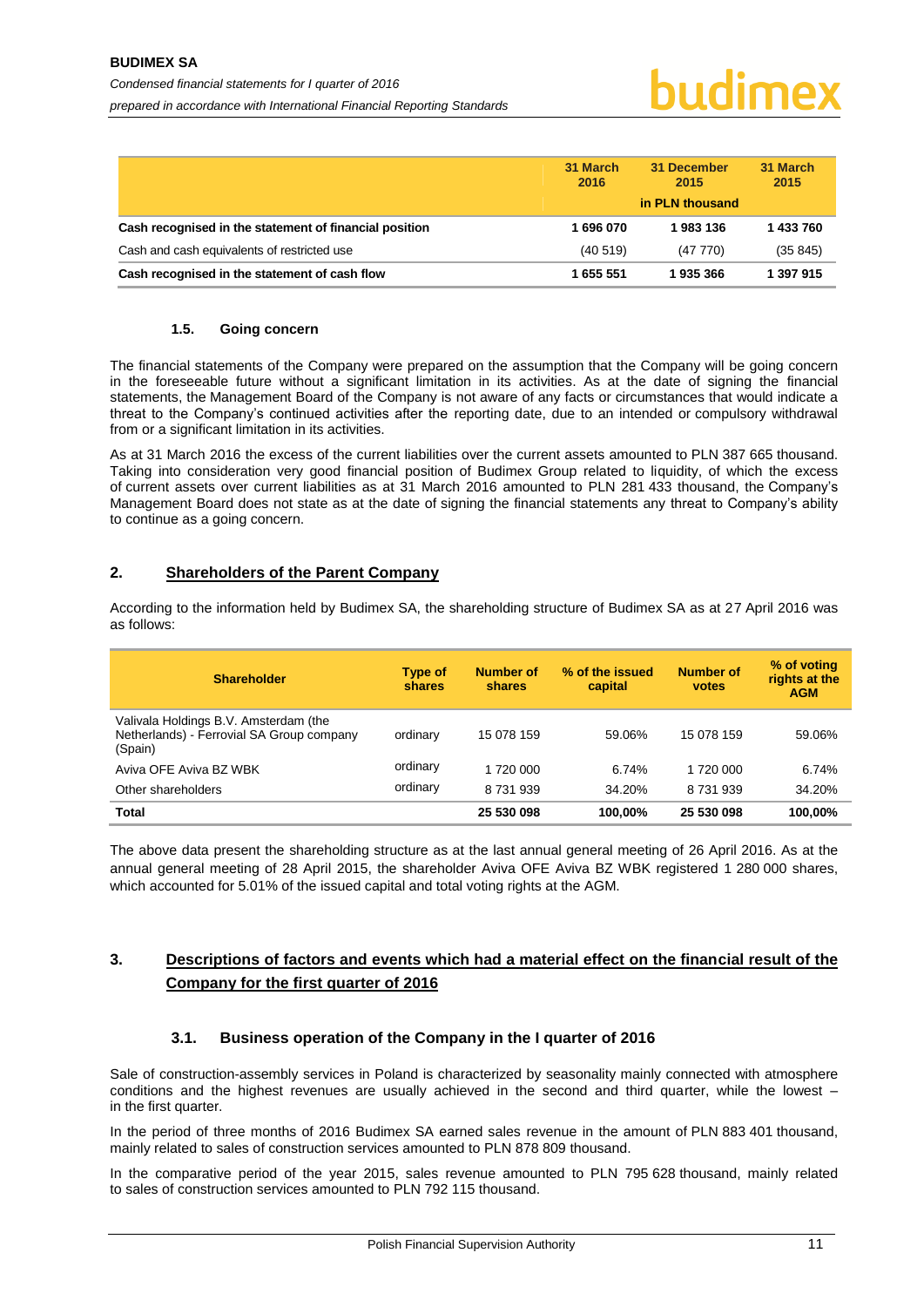| | 31 March 2016 | 31 December 2015 | 31 March 2015 |
|---|---|---|---|
| | | in PLN thousand | |
| **Cash recognised in the statement of financial position** | **1 696 070** | **1 983 136** | **1 433 760** |
| Cash and cash equivalents of restricted use | (40 519) | (47 770) | (35 845) |
| **Cash recognised in the statement of cash flow** | **1 655 551** | **1 935 366** | **1 397 915** |

#### 1.5. Going concern

The financial statements of the Company were prepared on the assumption that the Company will be going concern in the foreseeable future without a significant limitation in its activities. As at the date of signing the financial statements, the Management Board of the Company is not aware of any facts or circumstances that would indicate a threat to the Company's continued activities after the reporting date, due to an intended or compulsory withdrawal from or a significant limitation in its activities.

As at 31 March 2016 the excess of the current liabilities over the current assets amounted to PLN 387 665 thousand. Taking into consideration very good financial position of Budimex Group related to liquidity, of which the excess of current assets over current liabilities as at 31 March 2016 amounted to PLN 281 433 thousand, the Company's Management Board does not state as at the date of signing the financial statements any threat to Company's ability to continue as a going concern.

## 2. Shareholders of the Parent Company

According to the information held by Budimex SA, the shareholding structure of Budimex SA as at 27 April 2016 was as follows:

| Shareholder | Type of shares | Number of shares | % of the issued capital | Number of votes | % of voting rights at the AGM |
|---|---|---|---|---|---|
| Valivala Holdings B.V. Amsterdam (the Netherlands) - Ferrovial SA Group company (Spain) | ordinary | 15 078 159 | 59.06% | 15 078 159 | 59.06% |
| Aviva OFE Aviva BZ WBK | ordinary | 1 720 000 | 6.74% | 1 720 000 | 6.74% |
| Other shareholders | ordinary | 8 731 939 | 34.20% | 8 731 939 | 34.20% |
| **Total** | | **25 530 098** | **100,00%** | **25 530 098** | **100,00%** |

The above data present the shareholding structure as at the last annual general meeting of 26 April 2016. As at the annual general meeting of 28 April 2015, the shareholder Aviva OFE Aviva BZ WBK registered 1 280 000 shares, which accounted for 5.01% of the issued capital and total voting rights at the AGM.

## 3. Descriptions of factors and events which had a material effect on the financial result of the Company for the first quarter of 2016

### 3.1. Business operation of the Company in the I quarter of 2016

Sale of construction-assembly services in Poland is characterized by seasonality mainly connected with atmosphere conditions and the highest revenues are usually achieved in the second and third quarter, while the lowest – in the first quarter.

In the period of three months of 2016 Budimex SA earned sales revenue in the amount of PLN 883 401 thousand, mainly related to sales of construction services amounted to PLN 878 809 thousand.

In the comparative period of the year 2015, sales revenue amounted to PLN 795 628 thousand, mainly related to sales of construction services amounted to PLN 792 115 thousand.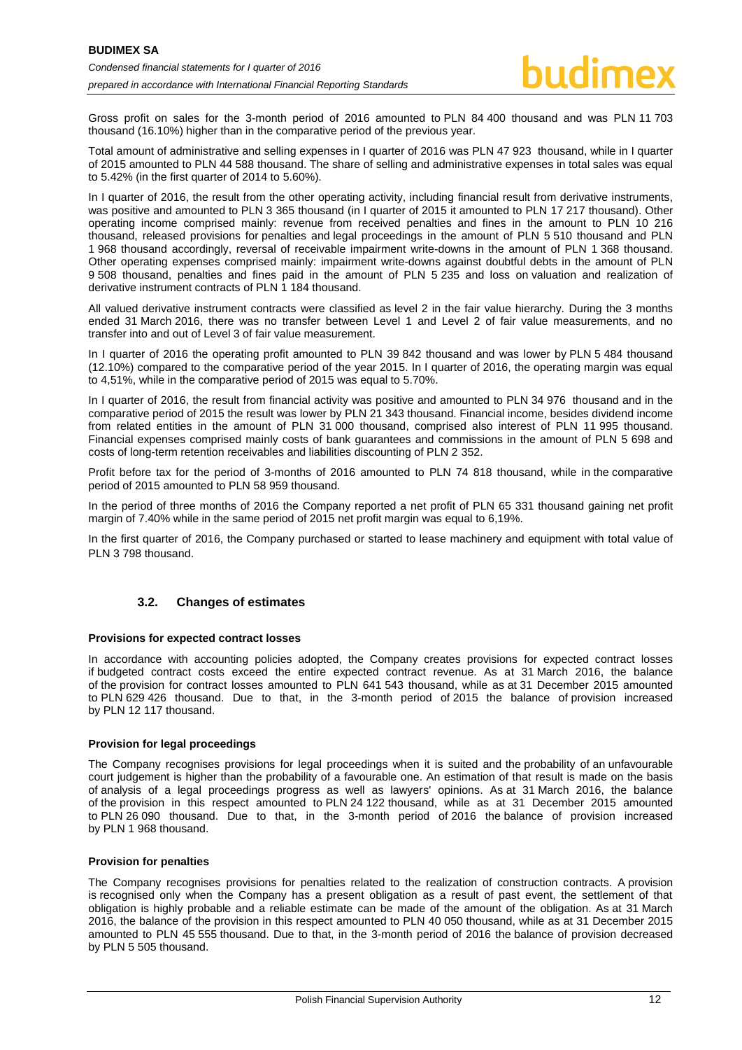Gross profit on sales for the 3-month period of 2016 amounted to PLN 84 400 thousand and was PLN 11 703 thousand (16.10%) higher than in the comparative period of the previous year.

Total amount of administrative and selling expenses in I quarter of 2016 was PLN 47 923 thousand, while in I quarter of 2015 amounted to PLN 44 588 thousand. The share of selling and administrative expenses in total sales was equal to 5.42% (in the first quarter of 2014 to 5.60%).

In I quarter of 2016, the result from the other operating activity, including financial result from derivative instruments, was positive and amounted to PLN 3 365 thousand (in I quarter of 2015 it amounted to PLN 17 217 thousand). Other operating income comprised mainly: revenue from received penalties and fines in the amount to PLN 10 216 thousand, released provisions for penalties and legal proceedings in the amount of PLN 5 510 thousand and PLN 1 968 thousand accordingly, reversal of receivable impairment write-downs in the amount of PLN 1 368 thousand. Other operating expenses comprised mainly: impairment write-downs against doubtful debts in the amount of PLN 9 508 thousand, penalties and fines paid in the amount of PLN 5 235 and loss on valuation and realization of derivative instrument contracts of PLN 1 184 thousand.

All valued derivative instrument contracts were classified as level 2 in the fair value hierarchy. During the 3 months ended 31 March 2016, there was no transfer between Level 1 and Level 2 of fair value measurements, and no transfer into and out of Level 3 of fair value measurement.

In I quarter of 2016 the operating profit amounted to PLN 39 842 thousand and was lower by PLN 5 484 thousand (12.10%) compared to the comparative period of the year 2015. In I quarter of 2016, the operating margin was equal to 4,51%, while in the comparative period of 2015 was equal to 5.70%.

In I quarter of 2016, the result from financial activity was positive and amounted to PLN 34 976 thousand and in the comparative period of 2015 the result was lower by PLN 21 343 thousand. Financial income, besides dividend income from related entities in the amount of PLN 31 000 thousand, comprised also interest of PLN 11 995 thousand. Financial expenses comprised mainly costs of bank guarantees and commissions in the amount of PLN 5 698 and costs of long-term retention receivables and liabilities discounting of PLN 2 352.

Profit before tax for the period of 3-months of 2016 amounted to PLN 74 818 thousand, while in the comparative period of 2015 amounted to PLN 58 959 thousand.

In the period of three months of 2016 the Company reported a net profit of PLN 65 331 thousand gaining net profit margin of 7.40% while in the same period of 2015 net profit margin was equal to 6,19%.

In the first quarter of 2016, the Company purchased or started to lease machinery and equipment with total value of PLN 3 798 thousand.

### 3.2. Changes of estimates

**Provisions for expected contract losses**

In accordance with accounting policies adopted, the Company creates provisions for expected contract losses if budgeted contract costs exceed the entire expected contract revenue. As at 31 March 2016, the balance of the provision for contract losses amounted to PLN 641 543 thousand, while as at 31 December 2015 amounted to PLN 629 426 thousand. Due to that, in the 3-month period of 2015 the balance of provision increased by PLN 12 117 thousand.

**Provision for legal proceedings**

The Company recognises provisions for legal proceedings when it is suited and the probability of an unfavourable court judgement is higher than the probability of a favourable one. An estimation of that result is made on the basis of analysis of a legal proceedings progress as well as lawyers' opinions. As at 31 March 2016, the balance of the provision in this respect amounted to PLN 24 122 thousand, while as at 31 December 2015 amounted to PLN 26 090 thousand. Due to that, in the 3-month period of 2016 the balance of provision increased by PLN 1 968 thousand.

**Provision for penalties**

The Company recognises provisions for penalties related to the realization of construction contracts. A provision is recognised only when the Company has a present obligation as a result of past event, the settlement of that obligation is highly probable and a reliable estimate can be made of the amount of the obligation. As at 31 March 2016, the balance of the provision in this respect amounted to PLN 40 050 thousand, while as at 31 December 2015 amounted to PLN 45 555 thousand. Due to that, in the 3-month period of 2016 the balance of provision decreased by PLN 5 505 thousand.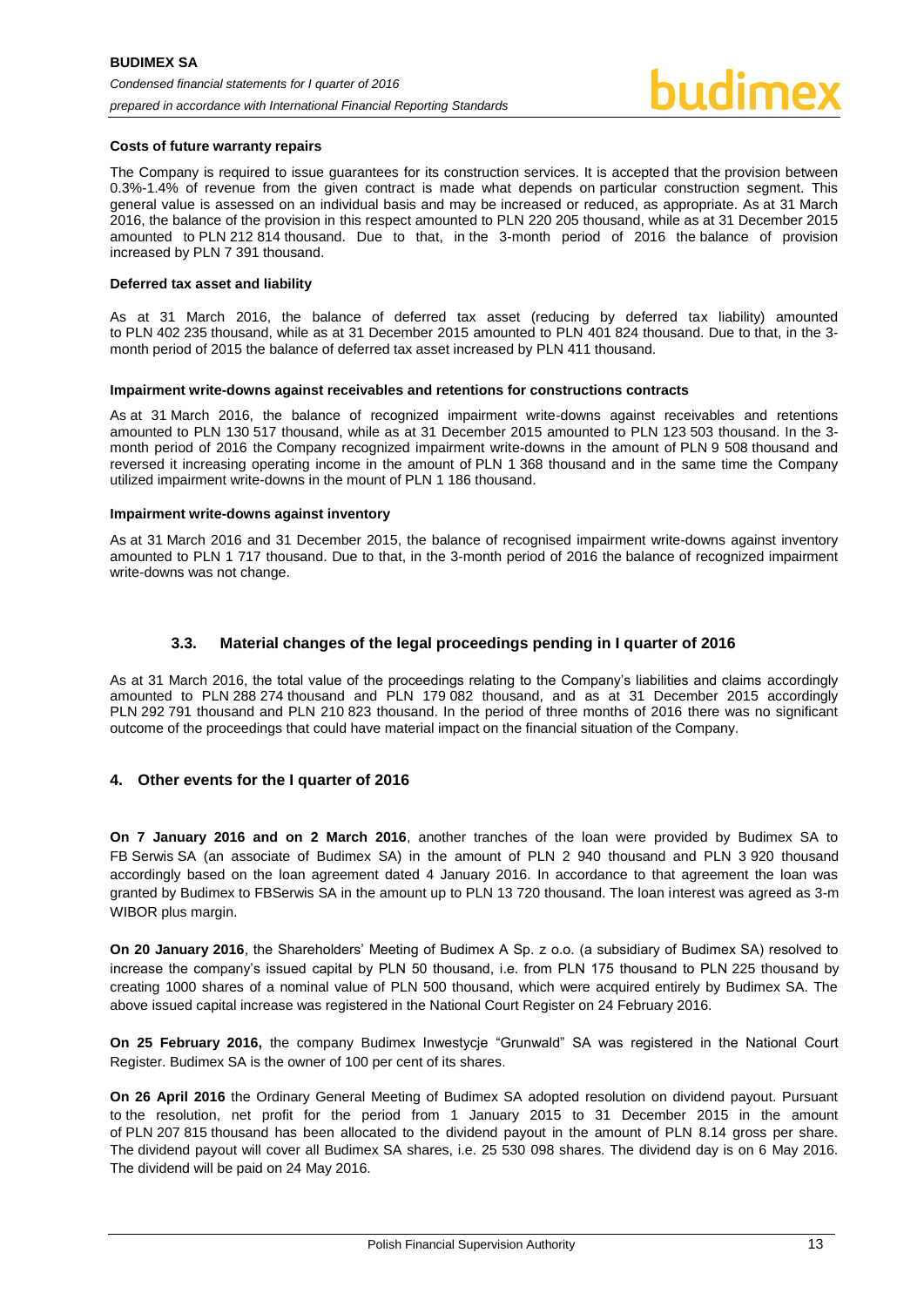**Costs of future warranty repairs**

The Company is required to issue guarantees for its construction services. It is accepted that the provision between 0.3%-1.4% of revenue from the given contract is made what depends on particular construction segment. This general value is assessed on an individual basis and may be increased or reduced, as appropriate. As at 31 March 2016, the balance of the provision in this respect amounted to PLN 220 205 thousand, while as at 31 December 2015 amounted to PLN 212 814 thousand. Due to that, in the 3-month period of 2016 the balance of provision increased by PLN 7 391 thousand.

**Deferred tax asset and liability**

As at 31 March 2016, the balance of deferred tax asset (reducing by deferred tax liability) amounted to PLN 402 235 thousand, while as at 31 December 2015 amounted to PLN 401 824 thousand. Due to that, in the 3-month period of 2015 the balance of deferred tax asset increased by PLN 411 thousand.

**Impairment write-downs against receivables and retentions for constructions contracts**

As at 31 March 2016, the balance of recognized impairment write-downs against receivables and retentions amounted to PLN 130 517 thousand, while as at 31 December 2015 amounted to PLN 123 503 thousand. In the 3-month period of 2016 the Company recognized impairment write-downs in the amount of PLN 9 508 thousand and reversed it increasing operating income in the amount of PLN 1 368 thousand and in the same time the Company utilized impairment write-downs in the mount of PLN 1 186 thousand.

**Impairment write-downs against inventory**

As at 31 March 2016 and 31 December 2015, the balance of recognised impairment write-downs against inventory amounted to PLN 1 717 thousand. Due to that, in the 3-month period of 2016 the balance of recognized impairment write-downs was not change.

### 3.3. Material changes of the legal proceedings pending in I quarter of 2016

As at 31 March 2016, the total value of the proceedings relating to the Company's liabilities and claims accordingly amounted to PLN 288 274 thousand and PLN 179 082 thousand, and as at 31 December 2015 accordingly PLN 292 791 thousand and PLN 210 823 thousand. In the period of three months of 2016 there was no significant outcome of the proceedings that could have material impact on the financial situation of the Company.

## 4. Other events for the I quarter of 2016

**On 7 January 2016 and on 2 March 2016**, another tranches of the loan were provided by Budimex SA to FB Serwis SA (an associate of Budimex SA) in the amount of PLN 2 940 thousand and PLN 3 920 thousand accordingly based on the loan agreement dated 4 January 2016. In accordance to that agreement the loan was granted by Budimex to FBSerwis SA in the amount up to PLN 13 720 thousand. The loan interest was agreed as 3-m WIBOR plus margin.

**On 20 January 2016**, the Shareholders' Meeting of Budimex A Sp. z o.o. (a subsidiary of Budimex SA) resolved to increase the company's issued capital by PLN 50 thousand, i.e. from PLN 175 thousand to PLN 225 thousand by creating 1000 shares of a nominal value of PLN 500 thousand, which were acquired entirely by Budimex SA. The above issued capital increase was registered in the National Court Register on 24 February 2016.

**On 25 February 2016,** the company Budimex Inwestycje "Grunwald" SA was registered in the National Court Register. Budimex SA is the owner of 100 per cent of its shares.

**On 26 April 2016** the Ordinary General Meeting of Budimex SA adopted resolution on dividend payout. Pursuant to the resolution, net profit for the period from 1 January 2015 to 31 December 2015 in the amount of PLN 207 815 thousand has been allocated to the dividend payout in the amount of PLN 8.14 gross per share. The dividend payout will cover all Budimex SA shares, i.e. 25 530 098 shares. The dividend day is on 6 May 2016. The dividend will be paid on 24 May 2016.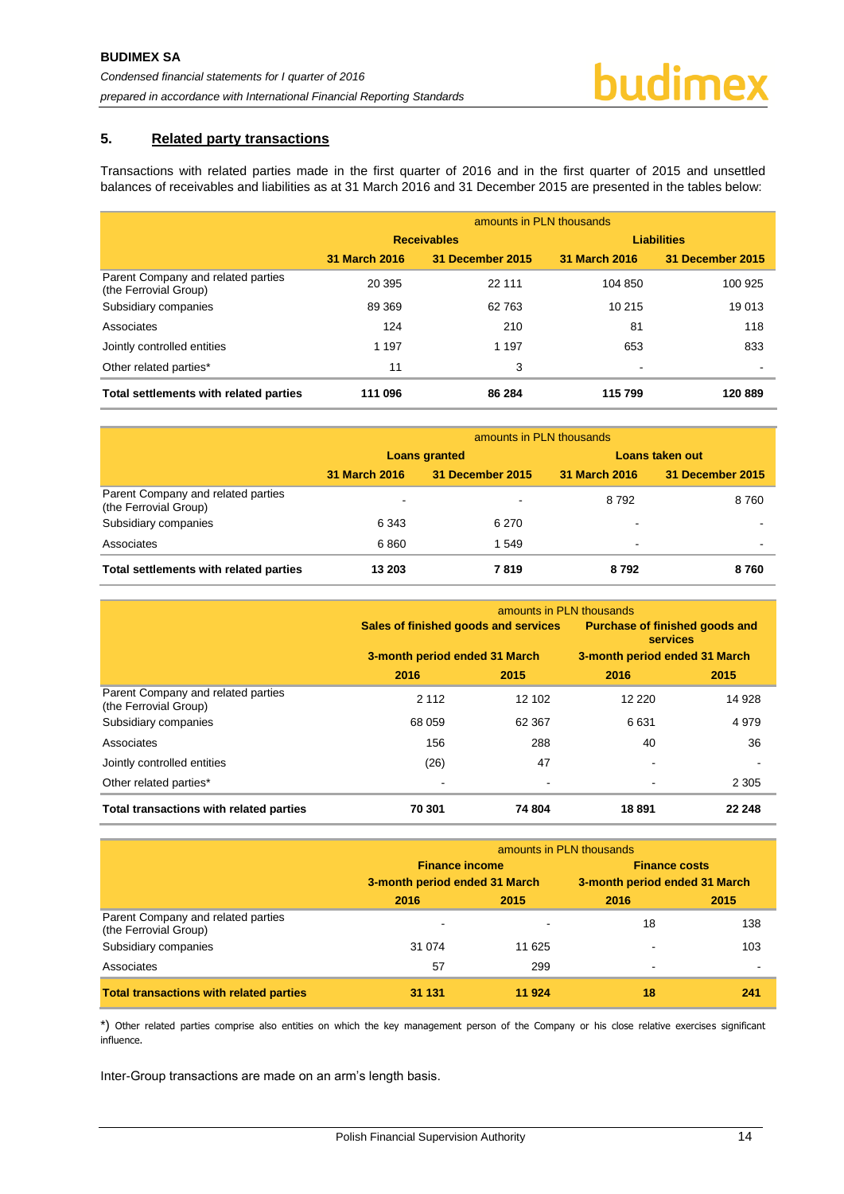## 5. Related party transactions

Transactions with related parties made in the first quarter of 2016 and in the first quarter of 2015 and unsettled balances of receivables and liabilities as at 31 March 2016 and 31 December 2015 are presented in the tables below:

| | amounts in PLN thousands | | | |
|---|---|---|---|---|
| | Receivables | | Liabilities | |
| | 31 March 2016 | 31 December 2015 | 31 March 2016 | 31 December 2015 |
| Parent Company and related parties (the Ferrovial Group) | 20 395 | 22 111 | 104 850 | 100 925 |
| Subsidiary companies | 89 369 | 62 763 | 10 215 | 19 013 |
| Associates | 124 | 210 | 81 | 118 |
| Jointly controlled entities | 1 197 | 1 197 | 653 | 833 |
| Other related parties* | 11 | 3 | - | - |
| **Total settlements with related parties** | **111 096** | **86 284** | **115 799** | **120 889** |

| | amounts in PLN thousands | | | |
|---|---|---|---|---|
| | Loans granted | | Loans taken out | |
| | 31 March 2016 | 31 December 2015 | 31 March 2016 | 31 December 2015 |
| Parent Company and related parties (the Ferrovial Group) | - | - | 8 792 | 8 760 |
| Subsidiary companies | 6 343 | 6 270 | - | - |
| Associates | 6 860 | 1 549 | - | - |
| **Total settlements with related parties** | **13 203** | **7 819** | **8 792** | **8 760** |

| | amounts in PLN thousands | | | |
|---|---|---|---|---|
| | Sales of finished goods and services | | Purchase of finished goods and services | |
| | 3-month period ended 31 March | | 3-month period ended 31 March | |
| | 2016 | 2015 | 2016 | 2015 |
| Parent Company and related parties (the Ferrovial Group) | 2 112 | 12 102 | 12 220 | 14 928 |
| Subsidiary companies | 68 059 | 62 367 | 6 631 | 4 979 |
| Associates | 156 | 288 | 40 | 36 |
| Jointly controlled entities | (26) | 47 | - | - |
| Other related parties* | - | - | - | 2 305 |
| **Total transactions with related parties** | **70 301** | **74 804** | **18 891** | **22 248** |

| | amounts in PLN thousands | | | |
|---|---|---|---|---|
| | Finance income | | Finance costs | |
| | 3-month period ended 31 March | | 3-month period ended 31 March | |
| | 2016 | 2015 | 2016 | 2015 |
| Parent Company and related parties (the Ferrovial Group) | - | - | 18 | 138 |
| Subsidiary companies | 31 074 | 11 625 | - | 103 |
| Associates | 57 | 299 | - | - |
| **Total transactions with related parties** | **31 131** | **11 924** | **18** | **241** |

*) Other related parties comprise also entities on which the key management person of the Company or his close relative exercises significant influence.

Inter-Group transactions are made on an arm's length basis.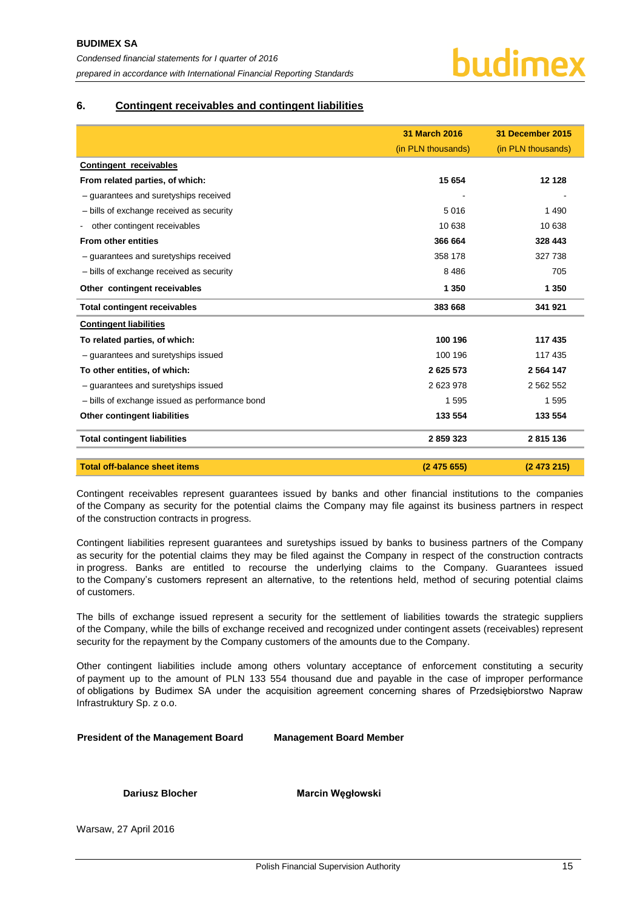## 6. Contingent receivables and contingent liabilities

| | 31 March 2016 (in PLN thousands) | 31 December 2015 (in PLN thousands) |
|---|---|---|
| **Contingent receivables** | | |
| **From related parties, of which:** | **15 654** | **12 128** |
| – guarantees and suretyships received | - | - |
| – bills of exchange received as security | 5 016 | 1 490 |
| - other contingent receivables | 10 638 | 10 638 |
| **From other entities** | **366 664** | **328 443** |
| – guarantees and suretyships received | 358 178 | 327 738 |
| – bills of exchange received as security | 8 486 | 705 |
| **Other contingent receivables** | **1 350** | **1 350** |
| **Total contingent receivables** | **383 668** | **341 921** |
| **Contingent liabilities** | | |
| **To related parties, of which:** | **100 196** | **117 435** |
| – guarantees and suretyships issued | 100 196 | 117 435 |
| **To other entities, of which:** | **2 625 573** | **2 564 147** |
| – guarantees and suretyships issued | 2 623 978 | 2 562 552 |
| – bills of exchange issued as performance bond | 1 595 | 1 595 |
| **Other contingent liabilities** | **133 554** | **133 554** |
| **Total contingent liabilities** | **2 859 323** | **2 815 136** |
| **Total off-balance sheet items** | **(2 475 655)** | **(2 473 215)** |

Contingent receivables represent guarantees issued by banks and other financial institutions to the companies of the Company as security for the potential claims the Company may file against its business partners in respect of the construction contracts in progress.

Contingent liabilities represent guarantees and suretyships issued by banks to business partners of the Company as security for the potential claims they may be filed against the Company in respect of the construction contracts in progress. Banks are entitled to recourse the underlying claims to the Company. Guarantees issued to the Company's customers represent an alternative, to the retentions held, method of securing potential claims of customers.

The bills of exchange issued represent a security for the settlement of liabilities towards the strategic suppliers of the Company, while the bills of exchange received and recognized under contingent assets (receivables) represent security for the repayment by the Company customers of the amounts due to the Company.

Other contingent liabilities include among others voluntary acceptance of enforcement constituting a security of payment up to the amount of PLN 133 554 thousand due and payable in the case of improper performance of obligations by Budimex SA under the acquisition agreement concerning shares of Przedsiębiorstwo Napraw Infrastruktury Sp. z o.o.

**President of the Management Board** **Management Board Member**

**Dariusz Blocher** **Marcin Węgłowski**

Warsaw, 27 April 2016